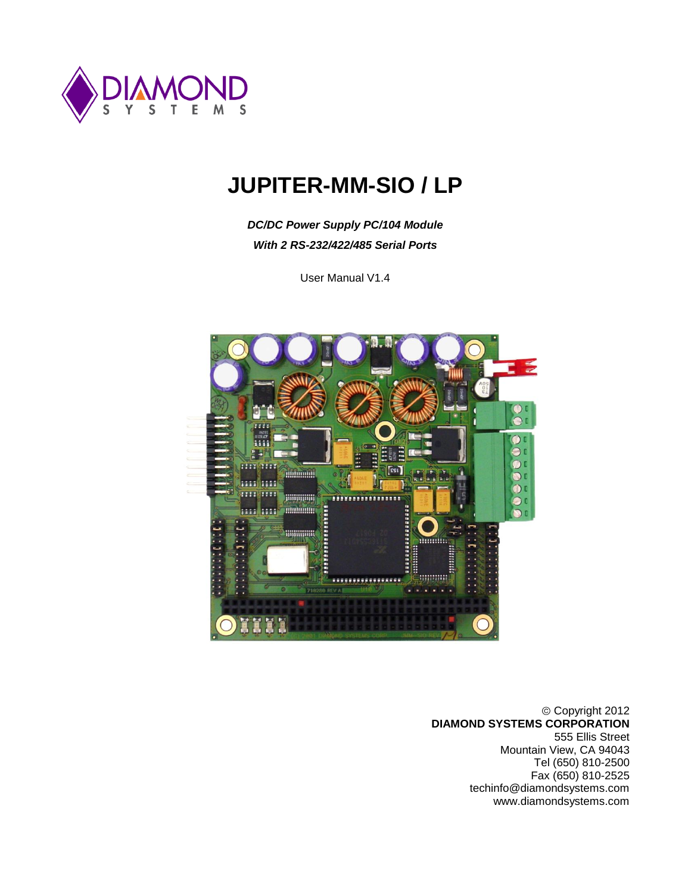# JUPITER-MM-SIO / LP

***DC/DC Power Supply PC/104 Module***

***With 2 RS-232/422/485 Serial Ports***

User Manual V1.4

© Copyright 2012
**DIAMOND SYSTEMS CORPORATION**
555 Ellis Street
Mountain View, CA 94043
Tel (650) 810-2500
Fax (650) 810-2525
techinfo@diamondsystems.com
www.diamondsystems.com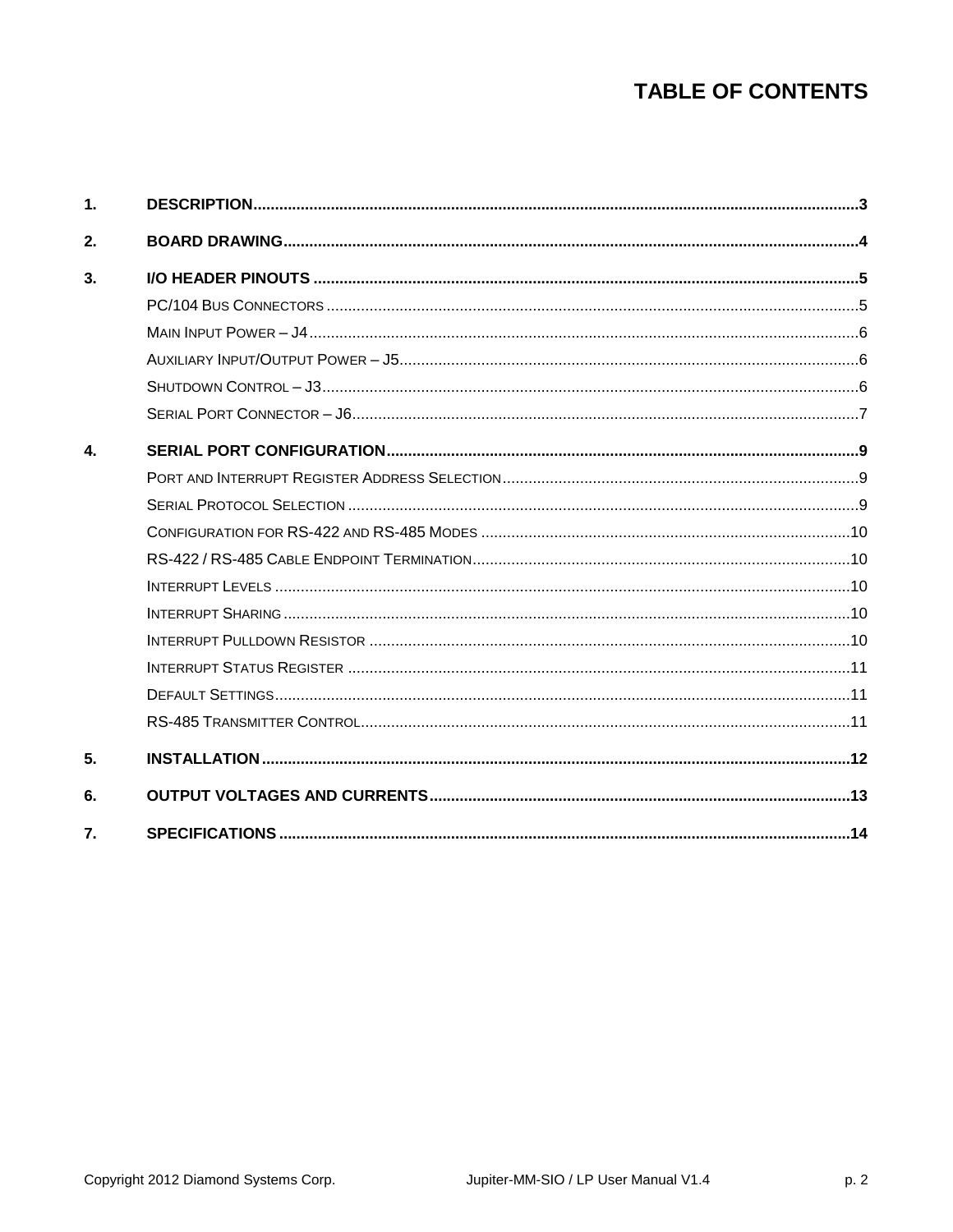# TABLE OF CONTENTS

1. DESCRIPTION ........................................................................ 3
2. BOARD DRAWING ........................................................................ 4
3. I/O HEADER PINOUTS ........................................................................ 5
   - PC/104 Bus Connectors ........................................................................ 5
   - Main Input Power – J4 ........................................................................ 6
   - Auxiliary Input/Output Power – J5 ........................................................................ 6
   - Shutdown Control – J3 ........................................................................ 6
   - Serial Port Connector – J6 ........................................................................ 7
4. SERIAL PORT CONFIGURATION ........................................................................ 9
   - Port and Interrupt Register Address Selection ........................................................................ 9
   - Serial Protocol Selection ........................................................................ 9
   - Configuration for RS-422 and RS-485 Modes ........................................................................ 10
   - RS-422 / RS-485 Cable Endpoint Termination ........................................................................ 10
   - Interrupt Levels ........................................................................ 10
   - Interrupt Sharing ........................................................................ 10
   - Interrupt Pulldown Resistor ........................................................................ 10
   - Interrupt Status Register ........................................................................ 11
   - Default Settings ........................................................................ 11
   - RS-485 Transmitter Control ........................................................................ 11
5. INSTALLATION ........................................................................ 12
6. OUTPUT VOLTAGES AND CURRENTS ........................................................................ 13
7. SPECIFICATIONS ........................................................................ 14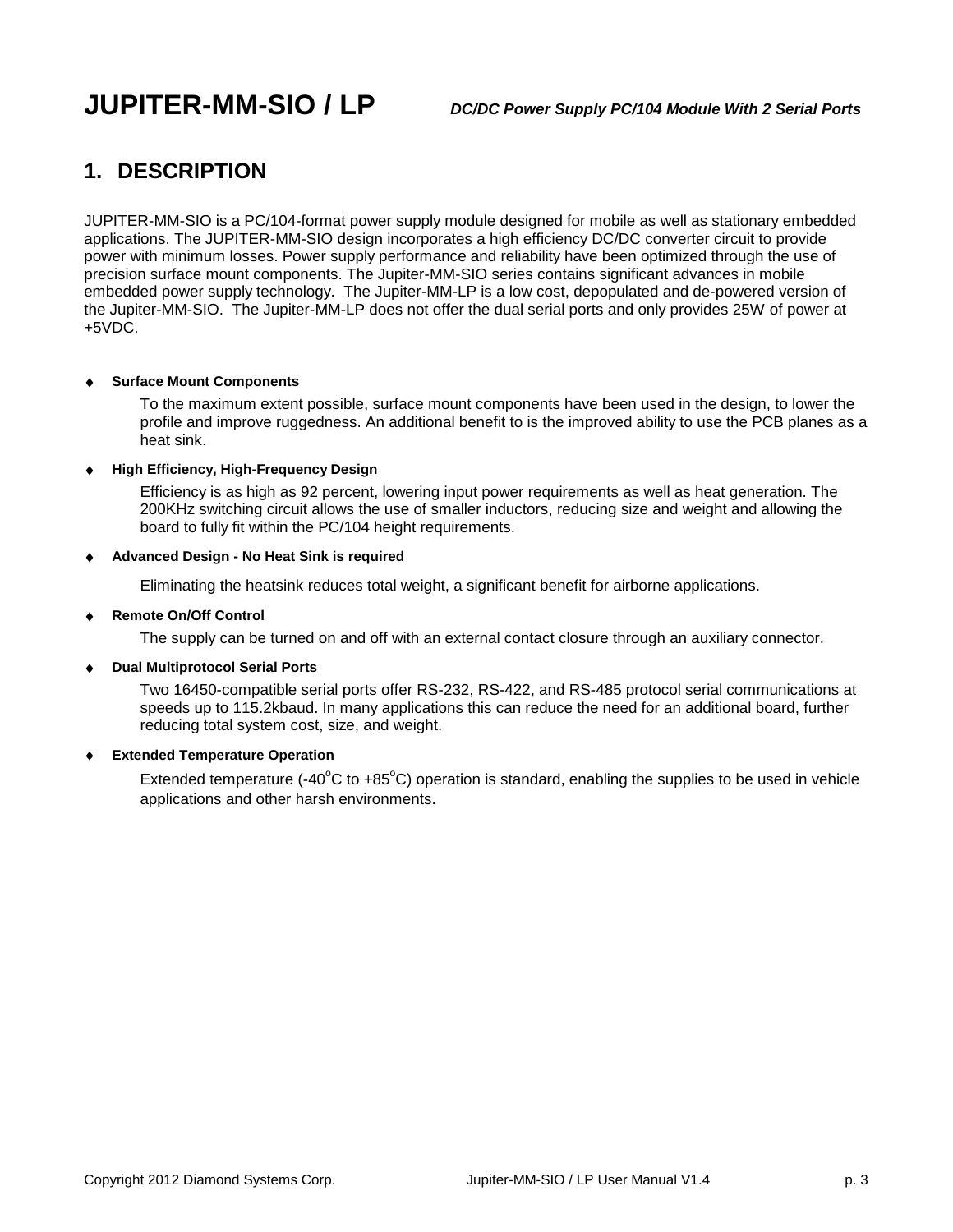## JUPITER-MM-SIO / LP

*DC/DC Power Supply PC/104 Module With 2 Serial Ports*

# 1. DESCRIPTION

JUPITER-MM-SIO is a PC/104-format power supply module designed for mobile as well as stationary embedded applications. The JUPITER-MM-SIO design incorporates a high efficiency DC/DC converter circuit to provide power with minimum losses. Power supply performance and reliability have been optimized through the use of precision surface mount components. The Jupiter-MM-SIO series contains significant advances in mobile embedded power supply technology. The Jupiter-MM-LP is a low cost, depopulated and de-powered version of the Jupiter-MM-SIO. The Jupiter-MM-LP does not offer the dual serial ports and only provides 25W of power at +5VDC.

- **Surface Mount Components**

  To the maximum extent possible, surface mount components have been used in the design, to lower the profile and improve ruggedness. An additional benefit to is the improved ability to use the PCB planes as a heat sink.

- **High Efficiency, High-Frequency Design**

  Efficiency is as high as 92 percent, lowering input power requirements as well as heat generation. The 200KHz switching circuit allows the use of smaller inductors, reducing size and weight and allowing the board to fully fit within the PC/104 height requirements.

- **Advanced Design - No Heat Sink is required**

  Eliminating the heatsink reduces total weight, a significant benefit for airborne applications.

- **Remote On/Off Control**

  The supply can be turned on and off with an external contact closure through an auxiliary connector.

- **Dual Multiprotocol Serial Ports**

  Two 16450-compatible serial ports offer RS-232, RS-422, and RS-485 protocol serial communications at speeds up to 115.2kbaud. In many applications this can reduce the need for an additional board, further reducing total system cost, size, and weight.

- **Extended Temperature Operation**

  Extended temperature (-40$^{o}$C to +85$^{o}$C) operation is standard, enabling the supplies to be used in vehicle applications and other harsh environments.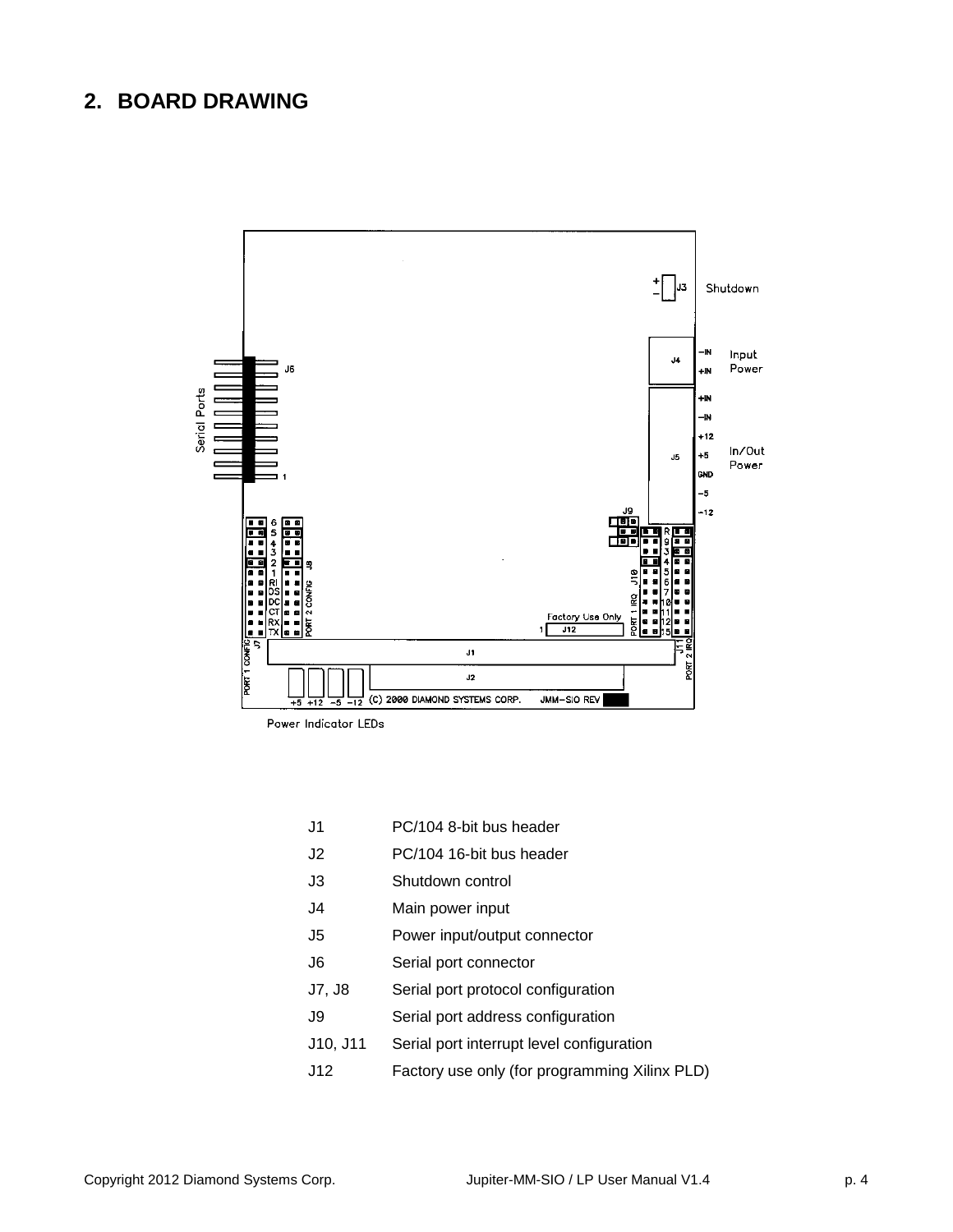## 2. BOARD DRAWING

| | |
|---|---|
| J1 | PC/104 8-bit bus header |
| J2 | PC/104 16-bit bus header |
| J3 | Shutdown control |
| J4 | Main power input |
| J5 | Power input/output connector |
| J6 | Serial port connector |
| J7, J8 | Serial port protocol configuration |
| J9 | Serial port address configuration |
| J10, J11 | Serial port interrupt level configuration |
| J12 | Factory use only (for programming Xilinx PLD) |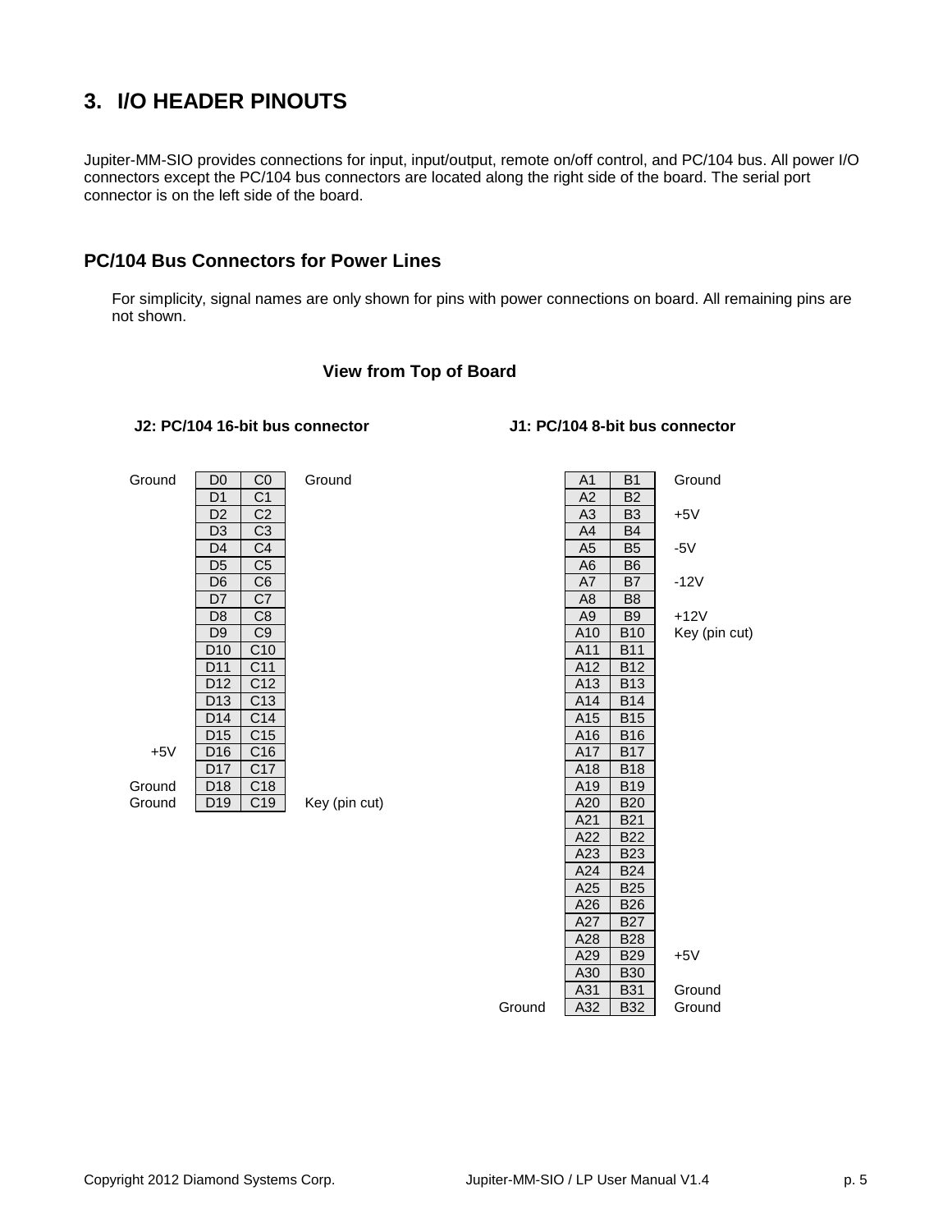# 3. I/O HEADER PINOUTS

Jupiter-MM-SIO provides connections for input, input/output, remote on/off control, and PC/104 bus. All power I/O connectors except the PC/104 bus connectors are located along the right side of the board. The serial port connector is on the left side of the board.

## PC/104 Bus Connectors for Power Lines

For simplicity, signal names are only shown for pins with power connections on board. All remaining pins are not shown.

**View from Top of Board**

**J2: PC/104 16-bit bus connector**

| Signal | Pin | Pin | Signal |
|---|---|---|---|
| Ground | D0 | C0 | Ground |
| | D1 | C1 | |
| | D2 | C2 | |
| | D3 | C3 | |
| | D4 | C4 | |
| | D5 | C5 | |
| | D6 | C6 | |
| | D7 | C7 | |
| | D8 | C8 | |
| | D9 | C9 | |
| | D10 | C10 | |
| | D11 | C11 | |
| | D12 | C12 | |
| | D13 | C13 | |
| | D14 | C14 | |
| | D15 | C15 | |
| +5V | D16 | C16 | |
| | D17 | C17 | |
| Ground | D18 | C18 | |
| Ground | D19 | C19 | Key (pin cut) |

**J1: PC/104 8-bit bus connector**

| Signal | Pin | Pin | Signal |
|---|---|---|---|
| | A1 | B1 | Ground |
| | A2 | B2 | |
| | A3 | B3 | +5V |
| | A4 | B4 | |
| | A5 | B5 | -5V |
| | A6 | B6 | |
| | A7 | B7 | -12V |
| | A8 | B8 | |
| | A9 | B9 | +12V |
| | A10 | B10 | Key (pin cut) |
| | A11 | B11 | |
| | A12 | B12 | |
| | A13 | B13 | |
| | A14 | B14 | |
| | A15 | B15 | |
| | A16 | B16 | |
| | A17 | B17 | |
| | A18 | B18 | |
| | A19 | B19 | |
| | A20 | B20 | |
| | A21 | B21 | |
| | A22 | B22 | |
| | A23 | B23 | |
| | A24 | B24 | |
| | A25 | B25 | |
| | A26 | B26 | |
| | A27 | B27 | |
| | A28 | B28 | |
| | A29 | B29 | +5V |
| | A30 | B30 | |
| | A31 | B31 | Ground |
| Ground | A32 | B32 | Ground |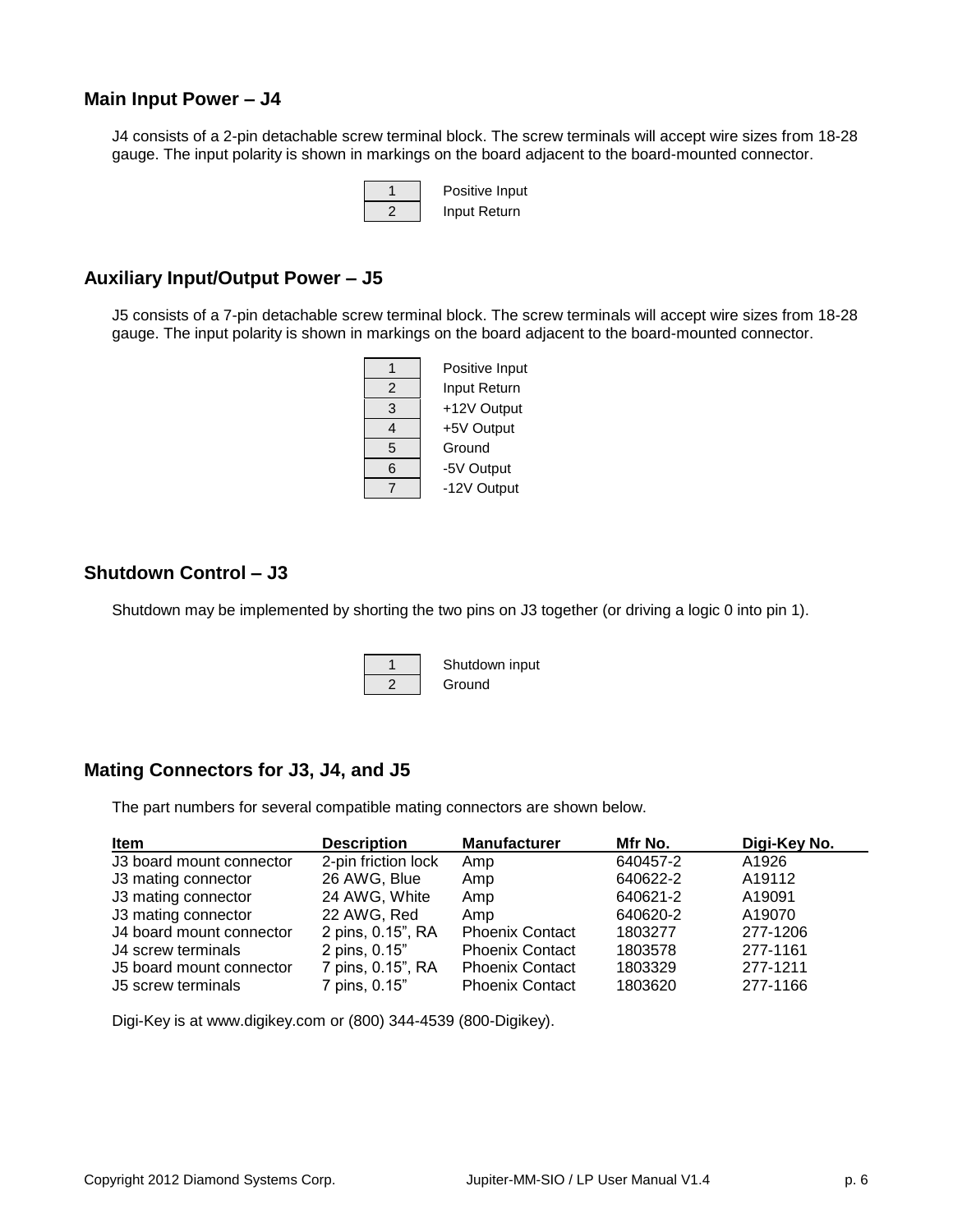## Main Input Power – J4

J4 consists of a 2-pin detachable screw terminal block. The screw terminals will accept wire sizes from 18-28 gauge. The input polarity is shown in markings on the board adjacent to the board-mounted connector.

| Pin | Function |
|---|---|
| 1 | Positive Input |
| 2 | Input Return |

## Auxiliary Input/Output Power – J5

J5 consists of a 7-pin detachable screw terminal block. The screw terminals will accept wire sizes from 18-28 gauge. The input polarity is shown in markings on the board adjacent to the board-mounted connector.

| Pin | Function |
|---|---|
| 1 | Positive Input |
| 2 | Input Return |
| 3 | +12V Output |
| 4 | +5V Output |
| 5 | Ground |
| 6 | -5V Output |
| 7 | -12V Output |

## Shutdown Control – J3

Shutdown may be implemented by shorting the two pins on J3 together (or driving a logic 0 into pin 1).

| Pin | Function |
|---|---|
| 1 | Shutdown input |
| 2 | Ground |

## Mating Connectors for J3, J4, and J5

The part numbers for several compatible mating connectors are shown below.

| Item | Description | Manufacturer | Mfr No. | Digi-Key No. |
|---|---|---|---|---|
| J3 board mount connector | 2-pin friction lock | Amp | 640457-2 | A1926 |
| J3 mating connector | 26 AWG, Blue | Amp | 640622-2 | A19112 |
| J3 mating connector | 24 AWG, White | Amp | 640621-2 | A19091 |
| J3 mating connector | 22 AWG, Red | Amp | 640620-2 | A19070 |
| J4 board mount connector | 2 pins, 0.15", RA | Phoenix Contact | 1803277 | 277-1206 |
| J4 screw terminals | 2 pins, 0.15" | Phoenix Contact | 1803578 | 277-1161 |
| J5 board mount connector | 7 pins, 0.15", RA | Phoenix Contact | 1803329 | 277-1211 |
| J5 screw terminals | 7 pins, 0.15" | Phoenix Contact | 1803620 | 277-1166 |

Digi-Key is at www.digikey.com or (800) 344-4539 (800-Digikey).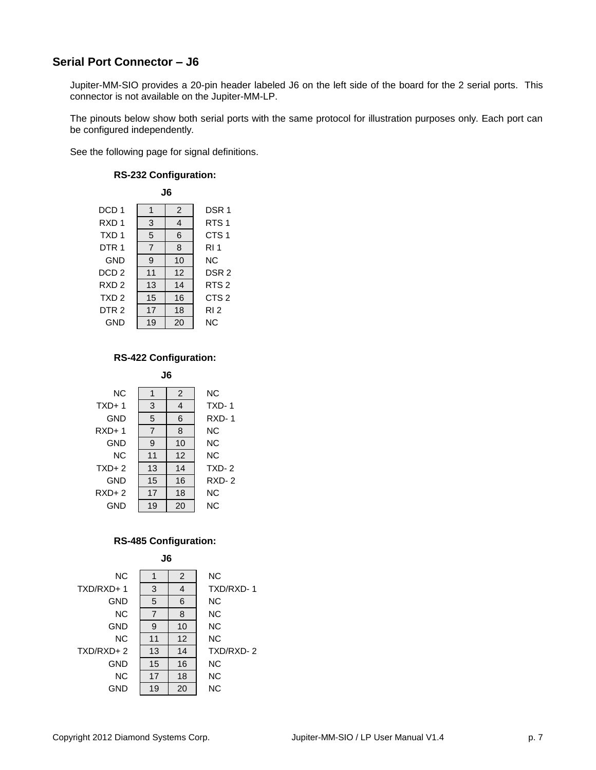## Serial Port Connector – J6

Jupiter-MM-SIO provides a 20-pin header labeled J6 on the left side of the board for the 2 serial ports. This connector is not available on the Jupiter-MM-LP.

The pinouts below show both serial ports with the same protocol for illustration purposes only. Each port can be configured independently.

See the following page for signal definitions.

**RS-232 Configuration:**

**J6**

| Signal | Pin | Pin | Signal |
|---|---|---|---|
| DCD 1 | 1 | 2 | DSR 1 |
| RXD 1 | 3 | 4 | RTS 1 |
| TXD 1 | 5 | 6 | CTS 1 |
| DTR 1 | 7 | 8 | RI 1 |
| GND | 9 | 10 | NC |
| DCD 2 | 11 | 12 | DSR 2 |
| RXD 2 | 13 | 14 | RTS 2 |
| TXD 2 | 15 | 16 | CTS 2 |
| DTR 2 | 17 | 18 | RI 2 |
| GND | 19 | 20 | NC |

**RS-422 Configuration:**

**J6**

| Signal | Pin | Pin | Signal |
|---|---|---|---|
| NC | 1 | 2 | NC |
| TXD+ 1 | 3 | 4 | TXD- 1 |
| GND | 5 | 6 | RXD- 1 |
| RXD+ 1 | 7 | 8 | NC |
| GND | 9 | 10 | NC |
| NC | 11 | 12 | NC |
| TXD+ 2 | 13 | 14 | TXD- 2 |
| GND | 15 | 16 | RXD- 2 |
| RXD+ 2 | 17 | 18 | NC |
| GND | 19 | 20 | NC |

**RS-485 Configuration:**

**J6**

| Signal | Pin | Pin | Signal |
|---|---|---|---|
| NC | 1 | 2 | NC |
| TXD/RXD+ 1 | 3 | 4 | TXD/RXD- 1 |
| GND | 5 | 6 | NC |
| NC | 7 | 8 | NC |
| GND | 9 | 10 | NC |
| NC | 11 | 12 | NC |
| TXD/RXD+ 2 | 13 | 14 | TXD/RXD- 2 |
| GND | 15 | 16 | NC |
| NC | 17 | 18 | NC |
| GND | 19 | 20 | NC |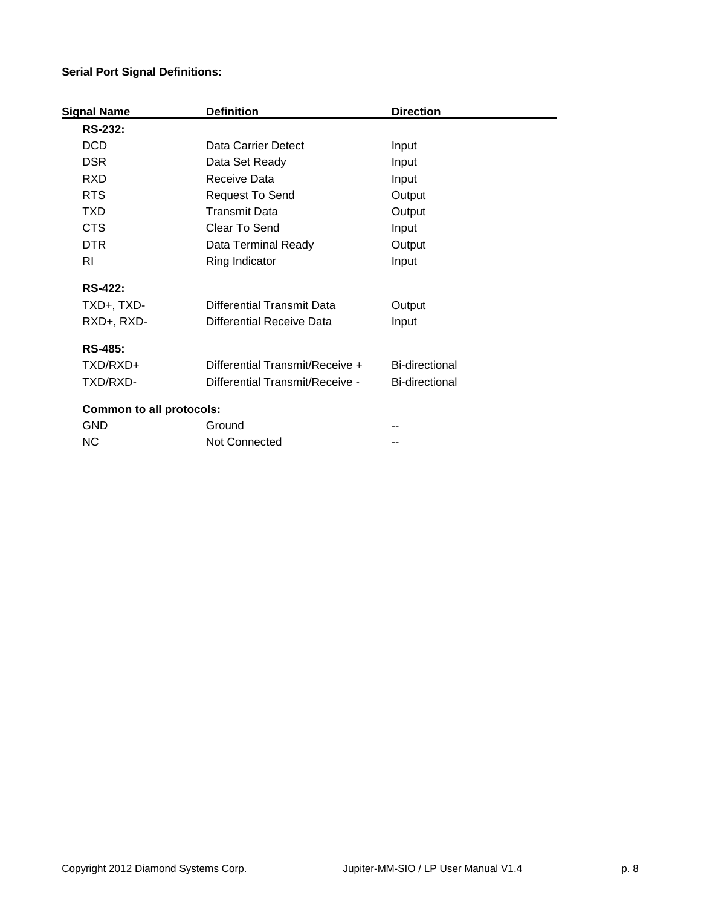**Serial Port Signal Definitions:**

| Signal Name | Definition | Direction |
|---|---|---|
| **RS-232:** | | |
| DCD | Data Carrier Detect | Input |
| DSR | Data Set Ready | Input |
| RXD | Receive Data | Input |
| RTS | Request To Send | Output |
| TXD | Transmit Data | Output |
| CTS | Clear To Send | Input |
| DTR | Data Terminal Ready | Output |
| RI | Ring Indicator | Input |
| **RS-422:** | | |
| TXD+, TXD- | Differential Transmit Data | Output |
| RXD+, RXD- | Differential Receive Data | Input |
| **RS-485:** | | |
| TXD/RXD+ | Differential Transmit/Receive + | Bi-directional |
| TXD/RXD- | Differential Transmit/Receive - | Bi-directional |
| **Common to all protocols:** | | |
| GND | Ground | -- |
| NC | Not Connected | -- |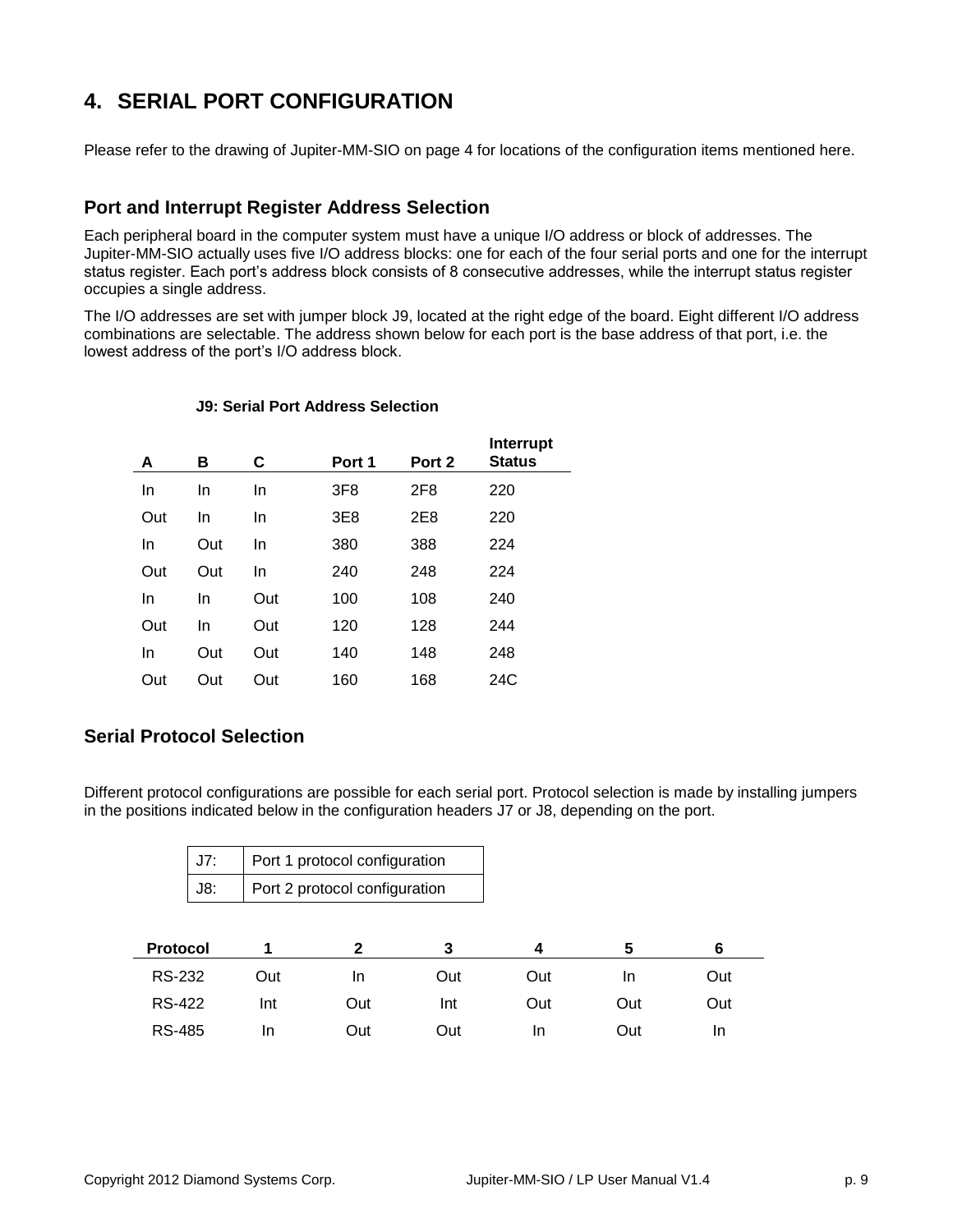# 4. SERIAL PORT CONFIGURATION

Please refer to the drawing of Jupiter-MM-SIO on page 4 for locations of the configuration items mentioned here.

## Port and Interrupt Register Address Selection

Each peripheral board in the computer system must have a unique I/O address or block of addresses. The Jupiter-MM-SIO actually uses five I/O address blocks: one for each of the four serial ports and one for the interrupt status register. Each port's address block consists of 8 consecutive addresses, while the interrupt status register occupies a single address.

The I/O addresses are set with jumper block J9, located at the right edge of the board. Eight different I/O address combinations are selectable. The address shown below for each port is the base address of that port, i.e. the lowest address of the port's I/O address block.

**J9: Serial Port Address Selection**

| A | B | C | Port 1 | Port 2 | Interrupt Status |
|---|---|---|---|---|---|
| In | In | In | 3F8 | 2F8 | 220 |
| Out | In | In | 3E8 | 2E8 | 220 |
| In | Out | In | 380 | 388 | 224 |
| Out | Out | In | 240 | 248 | 224 |
| In | In | Out | 100 | 108 | 240 |
| Out | In | Out | 120 | 128 | 244 |
| In | Out | Out | 140 | 148 | 248 |
| Out | Out | Out | 160 | 168 | 24C |

## Serial Protocol Selection

Different protocol configurations are possible for each serial port. Protocol selection is made by installing jumpers in the positions indicated below in the configuration headers J7 or J8, depending on the port.

| J7: | Port 1 protocol configuration |
|---|---|
| J8: | Port 2 protocol configuration |

| Protocol | 1 | 2 | 3 | 4 | 5 | 6 |
|---|---|---|---|---|---|---|
| RS-232 | Out | In | Out | Out | In | Out |
| RS-422 | Int | Out | Int | Out | Out | Out |
| RS-485 | In | Out | Out | In | Out | In |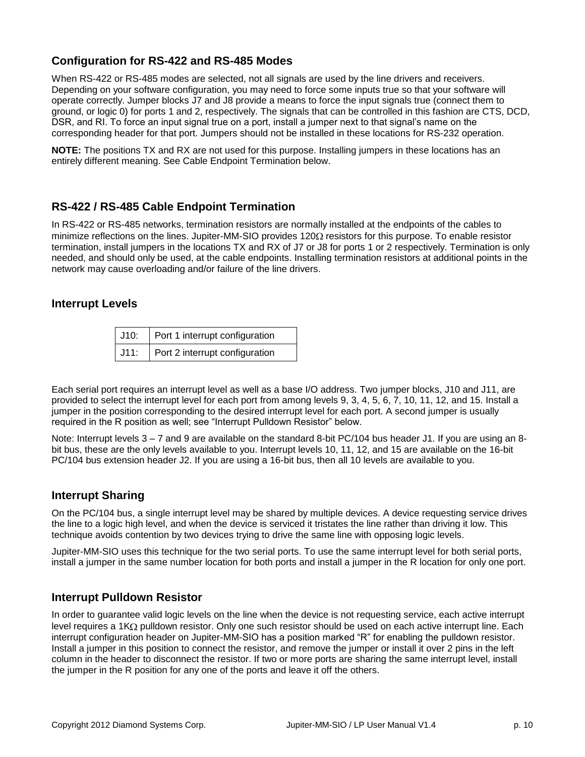## Configuration for RS-422 and RS-485 Modes

When RS-422 or RS-485 modes are selected, not all signals are used by the line drivers and receivers. Depending on your software configuration, you may need to force some inputs true so that your software will operate correctly. Jumper blocks J7 and J8 provide a means to force the input signals true (connect them to ground, or logic 0) for ports 1 and 2, respectively. The signals that can be controlled in this fashion are CTS, DCD, DSR, and RI. To force an input signal true on a port, install a jumper next to that signal's name on the corresponding header for that port. Jumpers should not be installed in these locations for RS-232 operation.

**NOTE:** The positions TX and RX are not used for this purpose. Installing jumpers in these locations has an entirely different meaning. See Cable Endpoint Termination below.

## RS-422 / RS-485 Cable Endpoint Termination

In RS-422 or RS-485 networks, termination resistors are normally installed at the endpoints of the cables to minimize reflections on the lines. Jupiter-MM-SIO provides 120Ω resistors for this purpose. To enable resistor termination, install jumpers in the locations TX and RX of J7 or J8 for ports 1 or 2 respectively. Termination is only needed, and should only be used, at the cable endpoints. Installing termination resistors at additional points in the network may cause overloading and/or failure of the line drivers.

## Interrupt Levels

| J10: | Port 1 interrupt configuration |
|---|---|
| J11: | Port 2 interrupt configuration |

Each serial port requires an interrupt level as well as a base I/O address. Two jumper blocks, J10 and J11, are provided to select the interrupt level for each port from among levels 9, 3, 4, 5, 6, 7, 10, 11, 12, and 15. Install a jumper in the position corresponding to the desired interrupt level for each port. A second jumper is usually required in the R position as well; see "Interrupt Pulldown Resistor" below.

Note: Interrupt levels 3 – 7 and 9 are available on the standard 8-bit PC/104 bus header J1. If you are using an 8-bit bus, these are the only levels available to you. Interrupt levels 10, 11, 12, and 15 are available on the 16-bit PC/104 bus extension header J2. If you are using a 16-bit bus, then all 10 levels are available to you.

## Interrupt Sharing

On the PC/104 bus, a single interrupt level may be shared by multiple devices. A device requesting service drives the line to a logic high level, and when the device is serviced it tristates the line rather than driving it low. This technique avoids contention by two devices trying to drive the same line with opposing logic levels.

Jupiter-MM-SIO uses this technique for the two serial ports. To use the same interrupt level for both serial ports, install a jumper in the same number location for both ports and install a jumper in the R location for only one port.

## Interrupt Pulldown Resistor

In order to guarantee valid logic levels on the line when the device is not requesting service, each active interrupt level requires a 1KΩ pulldown resistor. Only one such resistor should be used on each active interrupt line. Each interrupt configuration header on Jupiter-MM-SIO has a position marked "R" for enabling the pulldown resistor. Install a jumper in this position to connect the resistor, and remove the jumper or install it over 2 pins in the left column in the header to disconnect the resistor. If two or more ports are sharing the same interrupt level, install the jumper in the R position for any one of the ports and leave it off the others.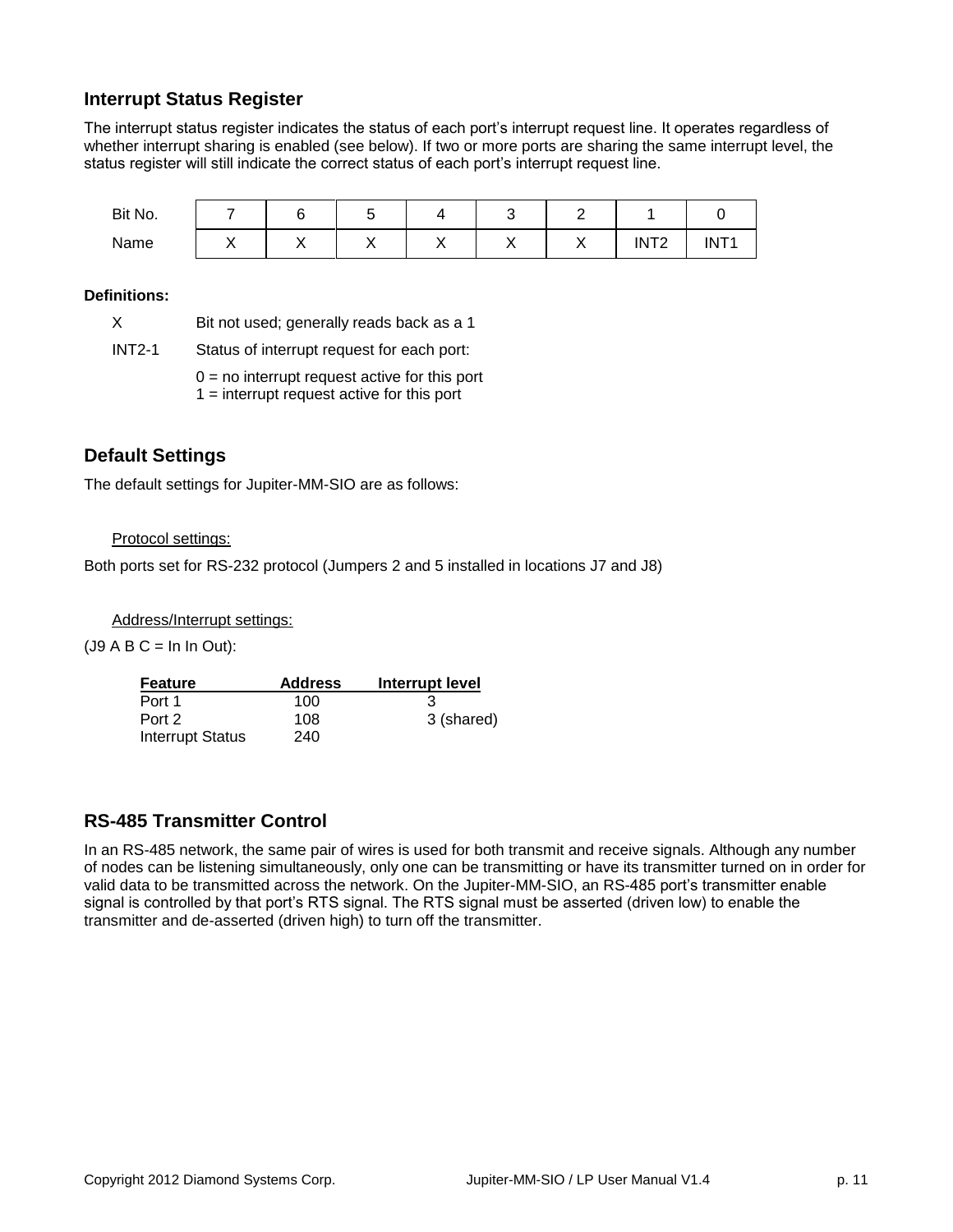## Interrupt Status Register

The interrupt status register indicates the status of each port's interrupt request line. It operates regardless of whether interrupt sharing is enabled (see below). If two or more ports are sharing the same interrupt level, the status register will still indicate the correct status of each port's interrupt request line.

| Bit No. | 7 | 6 | 5 | 4 | 3 | 2 | 1 | 0 |
|---|---|---|---|---|---|---|---|---|
| Name | X | X | X | X | X | X | INT2 | INT1 |

**Definitions:**

X Bit not used; generally reads back as a 1

INT2-1 Status of interrupt request for each port:

0 = no interrupt request active for this port
1 = interrupt request active for this port

## Default Settings

The default settings for Jupiter-MM-SIO are as follows:

Protocol settings:

Both ports set for RS-232 protocol (Jumpers 2 and 5 installed in locations J7 and J8)

Address/Interrupt settings:

(J9 A B C = In In Out):

| Feature | Address | Interrupt level |
|---|---|---|
| Port 1 | 100 | 3 |
| Port 2 | 108 | 3 (shared) |
| Interrupt Status | 240 | |

## RS-485 Transmitter Control

In an RS-485 network, the same pair of wires is used for both transmit and receive signals. Although any number of nodes can be listening simultaneously, only one can be transmitting or have its transmitter turned on in order for valid data to be transmitted across the network. On the Jupiter-MM-SIO, an RS-485 port's transmitter enable signal is controlled by that port's RTS signal. The RTS signal must be asserted (driven low) to enable the transmitter and de-asserted (driven high) to turn off the transmitter.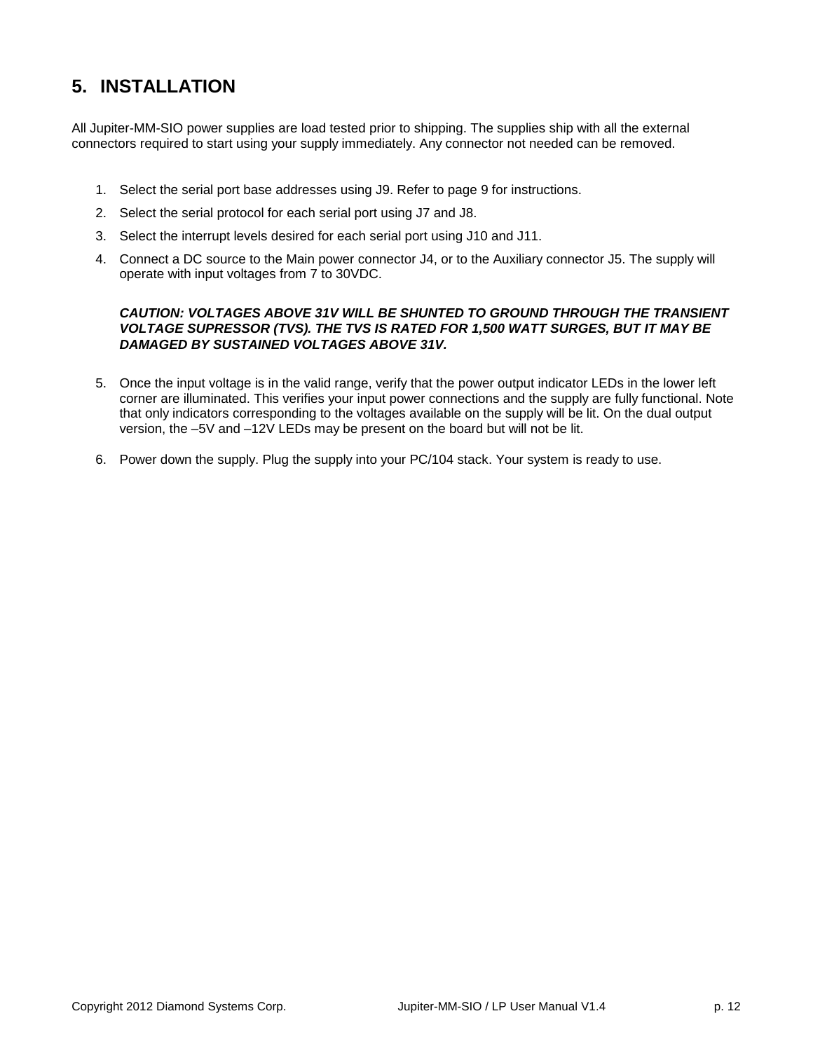# 5. INSTALLATION

All Jupiter-MM-SIO power supplies are load tested prior to shipping. The supplies ship with all the external connectors required to start using your supply immediately. Any connector not needed can be removed.

1. Select the serial port base addresses using J9. Refer to page 9 for instructions.
2. Select the serial protocol for each serial port using J7 and J8.
3. Select the interrupt levels desired for each serial port using J10 and J11.
4. Connect a DC source to the Main power connector J4, or to the Auxiliary connector J5. The supply will operate with input voltages from 7 to 30VDC.

   ***CAUTION: VOLTAGES ABOVE 31V WILL BE SHUNTED TO GROUND THROUGH THE TRANSIENT VOLTAGE SUPRESSOR (TVS). THE TVS IS RATED FOR 1,500 WATT SURGES, BUT IT MAY BE DAMAGED BY SUSTAINED VOLTAGES ABOVE 31V.***

5. Once the input voltage is in the valid range, verify that the power output indicator LEDs in the lower left corner are illuminated. This verifies your input power connections and the supply are fully functional. Note that only indicators corresponding to the voltages available on the supply will be lit. On the dual output version, the –5V and –12V LEDs may be present on the board but will not be lit.
6. Power down the supply. Plug the supply into your PC/104 stack. Your system is ready to use.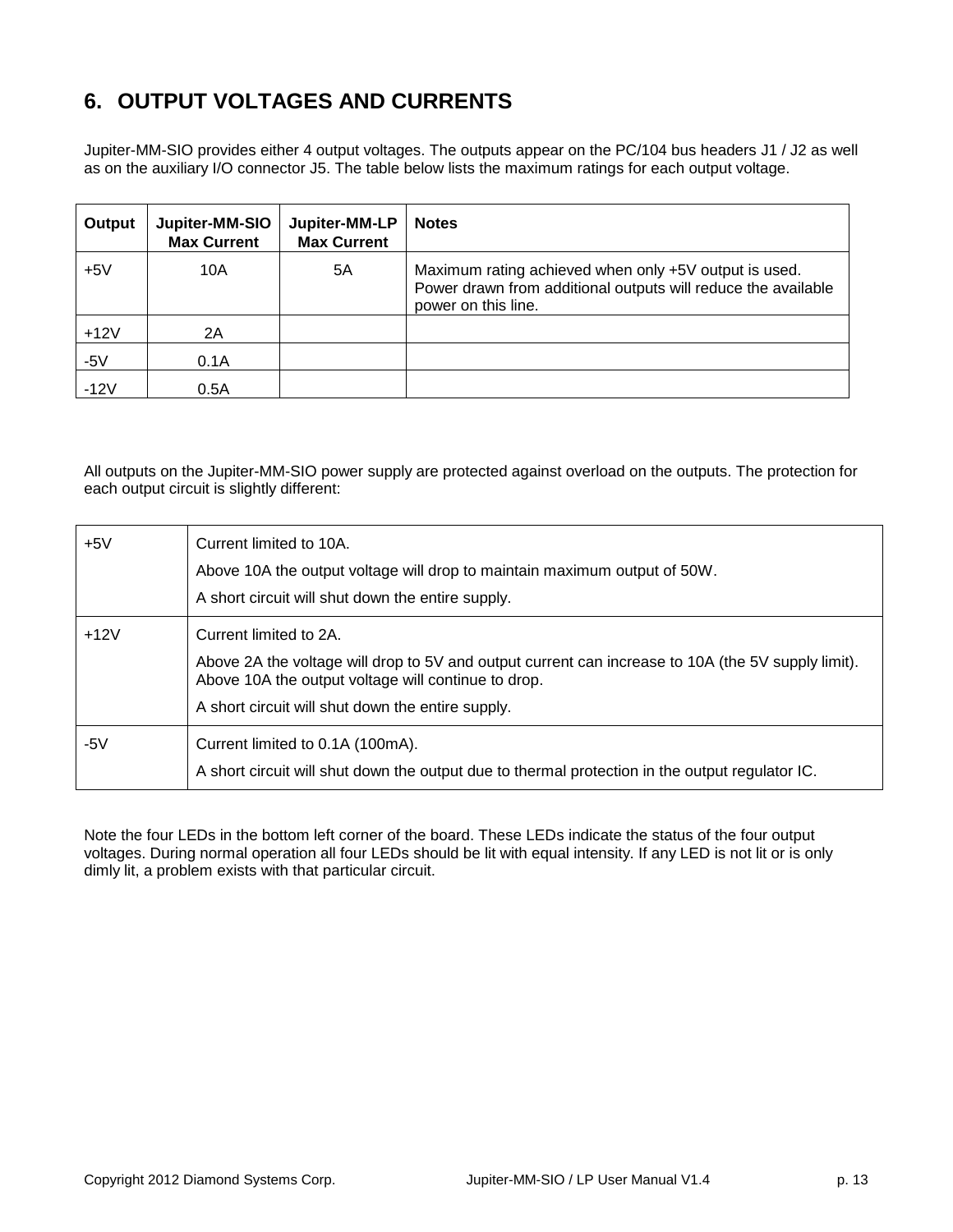# 6. OUTPUT VOLTAGES AND CURRENTS

Jupiter-MM-SIO provides either 4 output voltages. The outputs appear on the PC/104 bus headers J1 / J2 as well as on the auxiliary I/O connector J5. The table below lists the maximum ratings for each output voltage.

| Output | Jupiter-MM-SIO Max Current | Jupiter-MM-LP Max Current | Notes |
|---|---|---|---|
| +5V | 10A | 5A | Maximum rating achieved when only +5V output is used. Power drawn from additional outputs will reduce the available power on this line. |
| +12V | 2A | | |
| -5V | 0.1A | | |
| -12V | 0.5A | | |

All outputs on the Jupiter-MM-SIO power supply are protected against overload on the outputs. The protection for each output circuit is slightly different:

| | |
|---|---|
| +5V | Current limited to 10A.<br>Above 10A the output voltage will drop to maintain maximum output of 50W.<br>A short circuit will shut down the entire supply. |
| +12V | Current limited to 2A.<br>Above 2A the voltage will drop to 5V and output current can increase to 10A (the 5V supply limit). Above 10A the output voltage will continue to drop.<br>A short circuit will shut down the entire supply. |
| -5V | Current limited to 0.1A (100mA).<br>A short circuit will shut down the output due to thermal protection in the output regulator IC. |

Note the four LEDs in the bottom left corner of the board. These LEDs indicate the status of the four output voltages. During normal operation all four LEDs should be lit with equal intensity. If any LED is not lit or is only dimly lit, a problem exists with that particular circuit.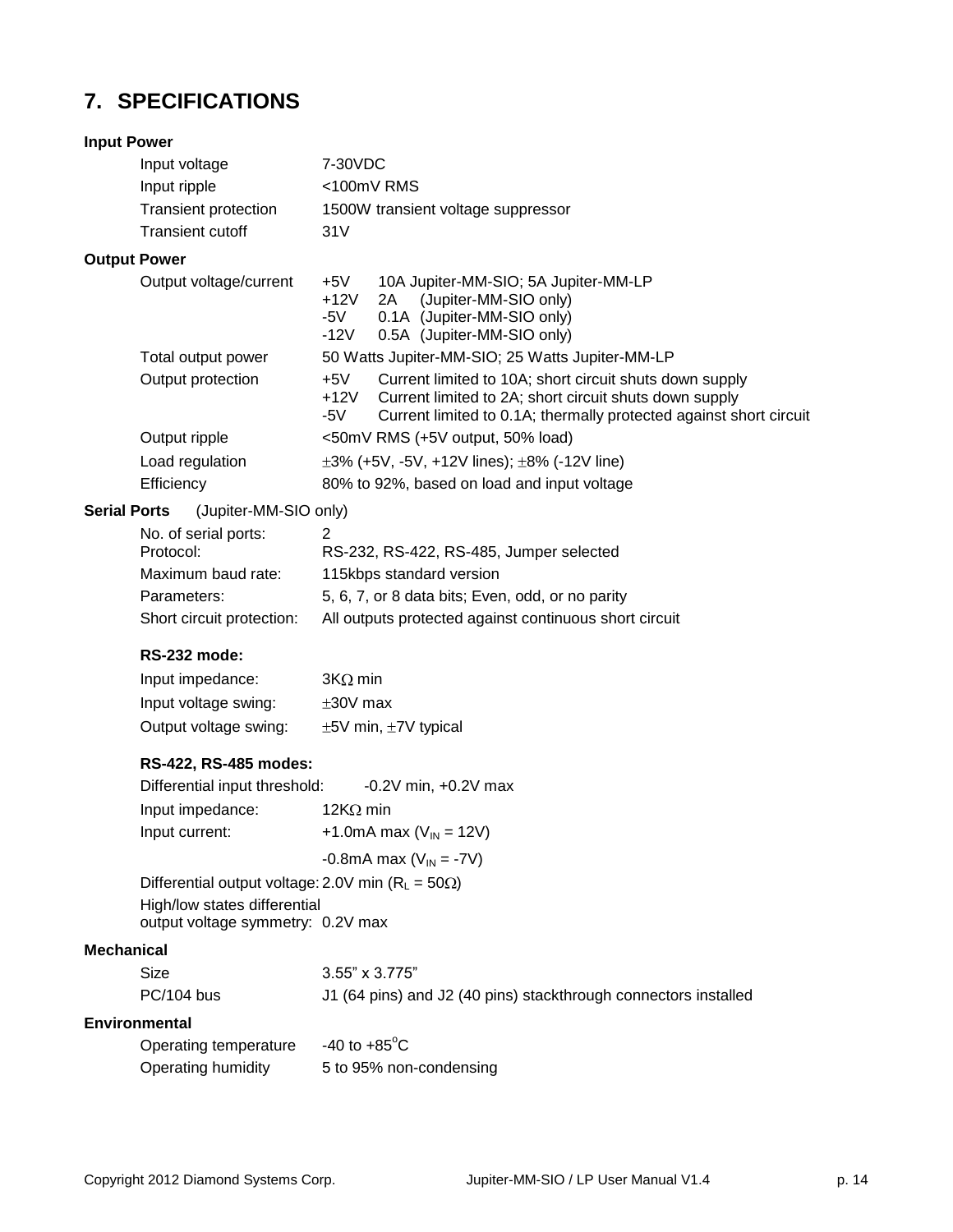# 7. SPECIFICATIONS

**Input Power**

| | |
|---|---|
| Input voltage | 7-30VDC |
| Input ripple | <100mV RMS |
| Transient protection | 1500W transient voltage suppressor |
| Transient cutoff | 31V |

**Output Power**

| | |
|---|---|
| Output voltage/current | +5V 10A Jupiter-MM-SIO; 5A Jupiter-MM-LP<br>+12V 2A (Jupiter-MM-SIO only)<br>-5V 0.1A (Jupiter-MM-SIO only)<br>-12V 0.5A (Jupiter-MM-SIO only) |
| Total output power | 50 Watts Jupiter-MM-SIO; 25 Watts Jupiter-MM-LP |
| Output protection | +5V Current limited to 10A; short circuit shuts down supply<br>+12V Current limited to 2A; short circuit shuts down supply<br>-5V Current limited to 0.1A; thermally protected against short circuit |
| Output ripple | <50mV RMS (+5V output, 50% load) |
| Load regulation | ±3% (+5V, -5V, +12V lines); ±8% (-12V line) |
| Efficiency | 80% to 92%, based on load and input voltage |

**Serial Ports** (Jupiter-MM-SIO only)

| | |
|---|---|
| No. of serial ports: | 2 |
| Protocol: | RS-232, RS-422, RS-485, Jumper selected |
| Maximum baud rate: | 115kbps standard version |
| Parameters: | 5, 6, 7, or 8 data bits; Even, odd, or no parity |
| Short circuit protection: | All outputs protected against continuous short circuit |

**RS-232 mode:**

| | |
|---|---|
| Input impedance: | 3KΩ min |
| Input voltage swing: | ±30V max |
| Output voltage swing: | ±5V min, ±7V typical |

**RS-422, RS-485 modes:**

| | |
|---|---|
| Differential input threshold: | -0.2V min, +0.2V max |
| Input impedance: | 12KΩ min |
| Input current: | +1.0mA max ($V_{IN}$ = 12V) |
| | -0.8mA max ($V_{IN}$ = -7V) |
| Differential output voltage: | 2.0V min ($R_L$ = 50Ω) |
| High/low states differential output voltage symmetry: | 0.2V max |

**Mechanical**

| | |
|---|---|
| Size | 3.55" x 3.775" |
| PC/104 bus | J1 (64 pins) and J2 (40 pins) stackthrough connectors installed |

**Environmental**

| | |
|---|---|
| Operating temperature | -40 to +85°C |
| Operating humidity | 5 to 95% non-condensing |